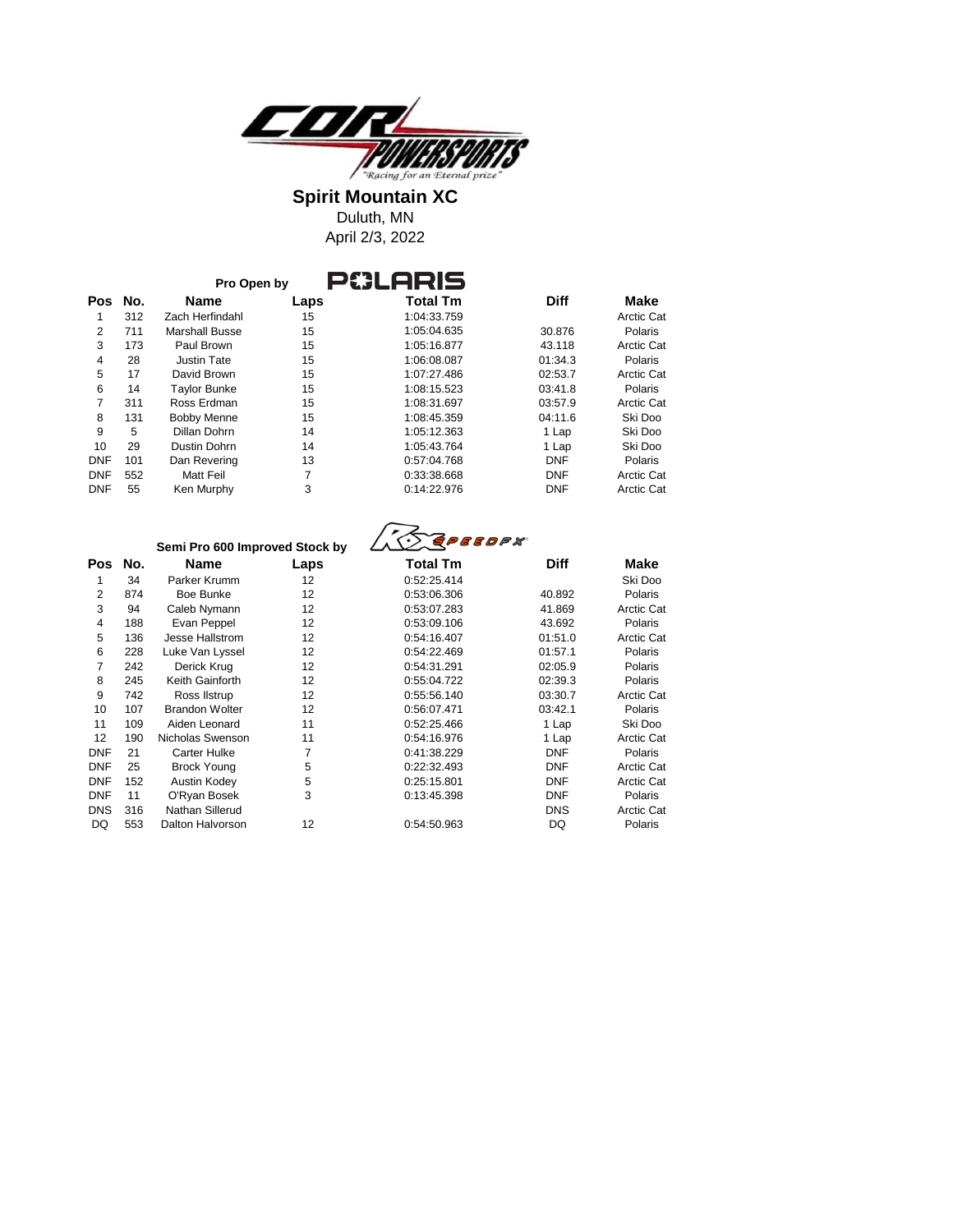COR POWERSPORTS
"Racing for an Eternal prize"

# Spirit Mountain XC

Duluth, MN

April 2/3, 2022

## Pro Open by POLARIS

| Pos | No. | Name | Laps | Total Tm | Diff | Make |
|---|---|---|---|---|---|---|
| 1 | 312 | Zach Herfindahl | 15 | 1:04:33.759 | | Arctic Cat |
| 2 | 711 | Marshall Busse | 15 | 1:05:04.635 | 30.876 | Polaris |
| 3 | 173 | Paul Brown | 15 | 1:05:16.877 | 43.118 | Arctic Cat |
| 4 | 28 | Justin Tate | 15 | 1:06:08.087 | 01:34.3 | Polaris |
| 5 | 17 | David Brown | 15 | 1:07:27.486 | 02:53.7 | Arctic Cat |
| 6 | 14 | Taylor Bunke | 15 | 1:08:15.523 | 03:41.8 | Polaris |
| 7 | 311 | Ross Erdman | 15 | 1:08:31.697 | 03:57.9 | Arctic Cat |
| 8 | 131 | Bobby Menne | 15 | 1:08:45.359 | 04:11.6 | Ski Doo |
| 9 | 5 | Dillan Dohrn | 14 | 1:05:12.363 | 1 Lap | Ski Doo |
| 10 | 29 | Dustin Dohrn | 14 | 1:05:43.764 | 1 Lap | Ski Doo |
| DNF | 101 | Dan Revering | 13 | 0:57:04.768 | DNF | Polaris |
| DNF | 552 | Matt Feil | 7 | 0:33:38.668 | DNF | Arctic Cat |
| DNF | 55 | Ken Murphy | 3 | 0:14:22.976 | DNF | Arctic Cat |

## Semi Pro 600 Improved Stock by RX SPEEDFX

| Pos | No. | Name | Laps | Total Tm | Diff | Make |
|---|---|---|---|---|---|---|
| 1 | 34 | Parker Krumm | 12 | 0:52:25.414 | | Ski Doo |
| 2 | 874 | Boe Bunke | 12 | 0:53:06.306 | 40.892 | Polaris |
| 3 | 94 | Caleb Nymann | 12 | 0:53:07.283 | 41.869 | Arctic Cat |
| 4 | 188 | Evan Peppel | 12 | 0:53:09.106 | 43.692 | Polaris |
| 5 | 136 | Jesse Hallstrom | 12 | 0:54:16.407 | 01:51.0 | Arctic Cat |
| 6 | 228 | Luke Van Lyssel | 12 | 0:54:22.469 | 01:57.1 | Polaris |
| 7 | 242 | Derick Krug | 12 | 0:54:31.291 | 02:05.9 | Polaris |
| 8 | 245 | Keith Gainforth | 12 | 0:55:04.722 | 02:39.3 | Polaris |
| 9 | 742 | Ross Ilstrup | 12 | 0:55:56.140 | 03:30.7 | Arctic Cat |
| 10 | 107 | Brandon Wolter | 12 | 0:56:07.471 | 03:42.1 | Polaris |
| 11 | 109 | Aiden Leonard | 11 | 0:52:25.466 | 1 Lap | Ski Doo |
| 12 | 190 | Nicholas Swenson | 11 | 0:54:16.976 | 1 Lap | Arctic Cat |
| DNF | 21 | Carter Hulke | 7 | 0:41:38.229 | DNF | Polaris |
| DNF | 25 | Brock Young | 5 | 0:22:32.493 | DNF | Arctic Cat |
| DNF | 152 | Austin Kodey | 5 | 0:25:15.801 | DNF | Arctic Cat |
| DNF | 11 | O'Ryan Bosek | 3 | 0:13:45.398 | DNF | Polaris |
| DNS | 316 | Nathan Sillerud | | | DNS | Arctic Cat |
| DQ | 553 | Dalton Halvorson | 12 | 0:54:50.963 | DQ | Polaris |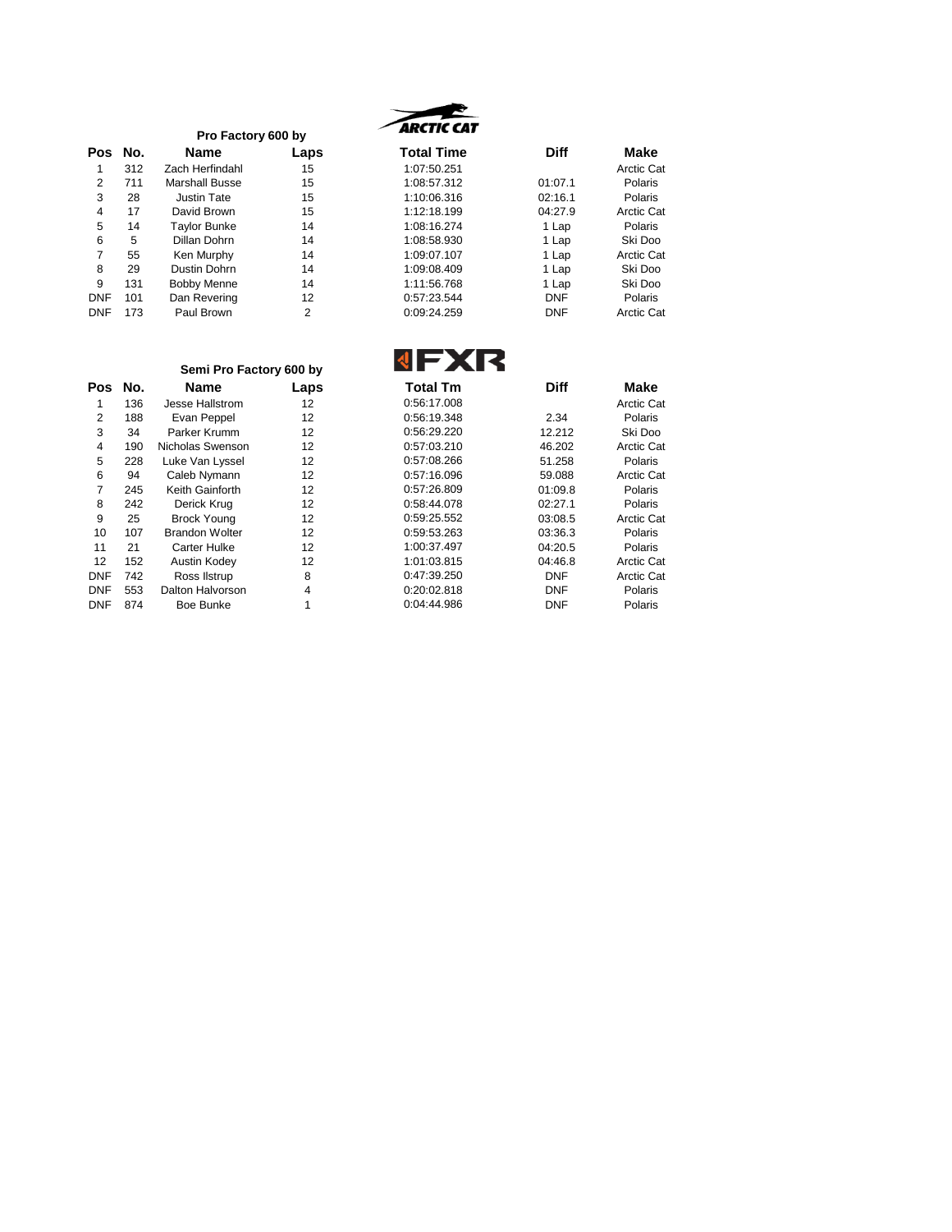## Pro Factory 600 by ARCTIC CAT

| Pos | No. | Name | Laps | Total Time | Diff | Make |
|---|---|---|---|---|---|---|
| 1 | 312 | Zach Herfindahl | 15 | 1:07:50.251 | | Arctic Cat |
| 2 | 711 | Marshall Busse | 15 | 1:08:57.312 | 01:07.1 | Polaris |
| 3 | 28 | Justin Tate | 15 | 1:10:06.316 | 02:16.1 | Polaris |
| 4 | 17 | David Brown | 15 | 1:12:18.199 | 04:27.9 | Arctic Cat |
| 5 | 14 | Taylor Bunke | 14 | 1:08:16.274 | 1 Lap | Polaris |
| 6 | 5 | Dillan Dohrn | 14 | 1:08:58.930 | 1 Lap | Ski Doo |
| 7 | 55 | Ken Murphy | 14 | 1:09:07.107 | 1 Lap | Arctic Cat |
| 8 | 29 | Dustin Dohrn | 14 | 1:09:08.409 | 1 Lap | Ski Doo |
| 9 | 131 | Bobby Menne | 14 | 1:11:56.768 | 1 Lap | Ski Doo |
| DNF | 101 | Dan Revering | 12 | 0:57:23.544 | DNF | Polaris |
| DNF | 173 | Paul Brown | 2 | 0:09:24.259 | DNF | Arctic Cat |

## Semi Pro Factory 600 by FXR

| Pos | No. | Name | Laps | Total Tm | Diff | Make |
|---|---|---|---|---|---|---|
| 1 | 136 | Jesse Hallstrom | 12 | 0:56:17.008 | | Arctic Cat |
| 2 | 188 | Evan Peppel | 12 | 0:56:19.348 | 2.34 | Polaris |
| 3 | 34 | Parker Krumm | 12 | 0:56:29.220 | 12.212 | Ski Doo |
| 4 | 190 | Nicholas Swenson | 12 | 0:57:03.210 | 46.202 | Arctic Cat |
| 5 | 228 | Luke Van Lyssel | 12 | 0:57:08.266 | 51.258 | Polaris |
| 6 | 94 | Caleb Nymann | 12 | 0:57:16.096 | 59.088 | Arctic Cat |
| 7 | 245 | Keith Gainforth | 12 | 0:57:26.809 | 01:09.8 | Polaris |
| 8 | 242 | Derick Krug | 12 | 0:58:44.078 | 02:27.1 | Polaris |
| 9 | 25 | Brock Young | 12 | 0:59:25.552 | 03:08.5 | Arctic Cat |
| 10 | 107 | Brandon Wolter | 12 | 0:59:53.263 | 03:36.3 | Polaris |
| 11 | 21 | Carter Hulke | 12 | 1:00:37.497 | 04:20.5 | Polaris |
| 12 | 152 | Austin Kodey | 12 | 1:01:03.815 | 04:46.8 | Arctic Cat |
| DNF | 742 | Ross Ilstrup | 8 | 0:47:39.250 | DNF | Arctic Cat |
| DNF | 553 | Dalton Halvorson | 4 | 0:20:02.818 | DNF | Polaris |
| DNF | 874 | Boe Bunke | 1 | 0:04:44.986 | DNF | Polaris |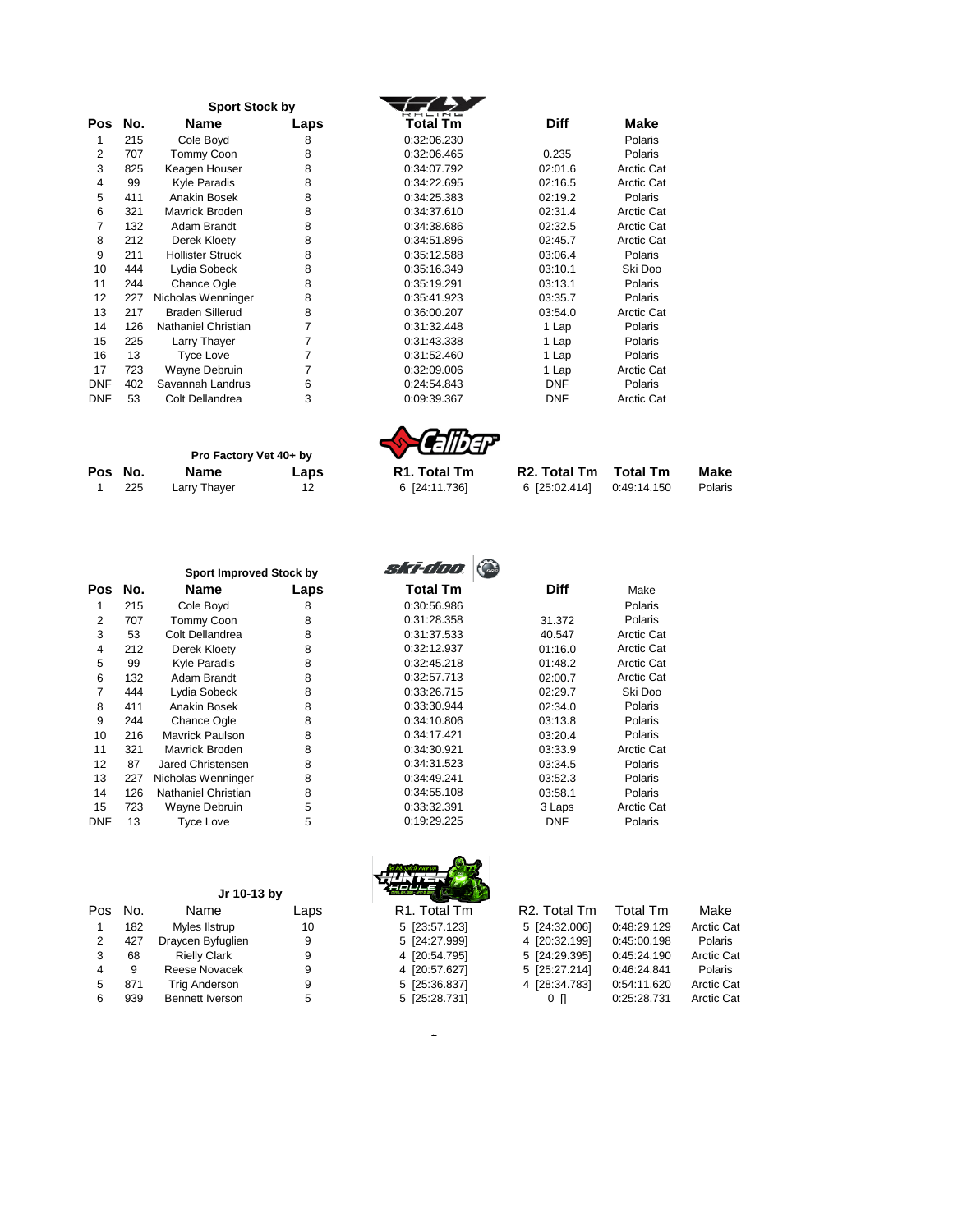## Sport Stock by

| Pos | No. | Name | Laps | Total Tm | Diff | Make |
|---|---|---|---|---|---|---|
| 1 | 215 | Cole Boyd | 8 | 0:32:06.230 | | Polaris |
| 2 | 707 | Tommy Coon | 8 | 0:32:06.465 | 0.235 | Polaris |
| 3 | 825 | Keagen Houser | 8 | 0:34:07.792 | 02:01.6 | Arctic Cat |
| 4 | 99 | Kyle Paradis | 8 | 0:34:22.695 | 02:16.5 | Arctic Cat |
| 5 | 411 | Anakin Bosek | 8 | 0:34:25.383 | 02:19.2 | Polaris |
| 6 | 321 | Mavrick Broden | 8 | 0:34:37.610 | 02:31.4 | Arctic Cat |
| 7 | 132 | Adam Brandt | 8 | 0:34:38.686 | 02:32.5 | Arctic Cat |
| 8 | 212 | Derek Kloety | 8 | 0:34:51.896 | 02:45.7 | Arctic Cat |
| 9 | 211 | Hollister Struck | 8 | 0:35:12.588 | 03:06.4 | Polaris |
| 10 | 444 | Lydia Sobeck | 8 | 0:35:16.349 | 03:10.1 | Ski Doo |
| 11 | 244 | Chance Ogle | 8 | 0:35:19.291 | 03:13.1 | Polaris |
| 12 | 227 | Nicholas Wenninger | 8 | 0:35:41.923 | 03:35.7 | Polaris |
| 13 | 217 | Braden Sillerud | 8 | 0:36:00.207 | 03:54.0 | Arctic Cat |
| 14 | 126 | Nathaniel Christian | 7 | 0:31:32.448 | 1 Lap | Polaris |
| 15 | 225 | Larry Thayer | 7 | 0:31:43.338 | 1 Lap | Polaris |
| 16 | 13 | Tyce Love | 7 | 0:31:52.460 | 1 Lap | Polaris |
| 17 | 723 | Wayne Debruin | 7 | 0:32:09.006 | 1 Lap | Arctic Cat |
| DNF | 402 | Savannah Landrus | 6 | 0:24:54.843 | DNF | Polaris |
| DNF | 53 | Colt Dellandrea | 3 | 0:09:39.367 | DNF | Arctic Cat |

## Pro Factory Vet 40+ by

| Pos | No. | Name | Laps | R1. Total Tm | R2. Total Tm | Total Tm | Make |
|---|---|---|---|---|---|---|---|
| 1 | 225 | Larry Thayer | 12 | 6 [24:11.736] | 6 [25:02.414] | 0:49:14.150 | Polaris |

## Sport Improved Stock by

| Pos | No. | Name | Laps | Total Tm | Diff | Make |
|---|---|---|---|---|---|---|
| 1 | 215 | Cole Boyd | 8 | 0:30:56.986 | | Polaris |
| 2 | 707 | Tommy Coon | 8 | 0:31:28.358 | 31.372 | Polaris |
| 3 | 53 | Colt Dellandrea | 8 | 0:31:37.533 | 40.547 | Arctic Cat |
| 4 | 212 | Derek Kloety | 8 | 0:32:12.937 | 01:16.0 | Arctic Cat |
| 5 | 99 | Kyle Paradis | 8 | 0:32:45.218 | 01:48.2 | Arctic Cat |
| 6 | 132 | Adam Brandt | 8 | 0:32:57.713 | 02:00.7 | Arctic Cat |
| 7 | 444 | Lydia Sobeck | 8 | 0:33:26.715 | 02:29.7 | Ski Doo |
| 8 | 411 | Anakin Bosek | 8 | 0:33:30.944 | 02:34.0 | Polaris |
| 9 | 244 | Chance Ogle | 8 | 0:34:10.806 | 03:13.8 | Polaris |
| 10 | 216 | Mavrick Paulson | 8 | 0:34:17.421 | 03:20.4 | Polaris |
| 11 | 321 | Mavrick Broden | 8 | 0:34:30.921 | 03:33.9 | Arctic Cat |
| 12 | 87 | Jared Christensen | 8 | 0:34:31.523 | 03:34.5 | Polaris |
| 13 | 227 | Nicholas Wenninger | 8 | 0:34:49.241 | 03:52.3 | Polaris |
| 14 | 126 | Nathaniel Christian | 8 | 0:34:55.108 | 03:58.1 | Polaris |
| 15 | 723 | Wayne Debruin | 5 | 0:33:32.391 | 3 Laps | Arctic Cat |
| DNF | 13 | Tyce Love | 5 | 0:19:29.225 | DNF | Polaris |

## Jr 10-13 by

| Pos | No. | Name | Laps | R1. Total Tm | R2. Total Tm | Total Tm | Make |
|---|---|---|---|---|---|---|---|
| 1 | 182 | Myles Ilstrup | 10 | 5 [23:57.123] | 5 [24:32.006] | 0:48:29.129 | Arctic Cat |
| 2 | 427 | Draycen Byfuglien | 9 | 5 [24:27.999] | 4 [20:32.199] | 0:45:00.198 | Polaris |
| 3 | 68 | Rielly Clark | 9 | 4 [20:54.795] | 5 [24:29.395] | 0:45:24.190 | Arctic Cat |
| 4 | 9 | Reese Novacek | 9 | 4 [20:57.627] | 5 [25:27.214] | 0:46:24.841 | Polaris |
| 5 | 871 | Trig Anderson | 9 | 5 [25:36.837] | 4 [28:34.783] | 0:54:11.620 | Arctic Cat |
| 6 | 939 | Bennett Iverson | 5 | 5 [25:28.731] | 0 [] | 0:25:28.731 | Arctic Cat |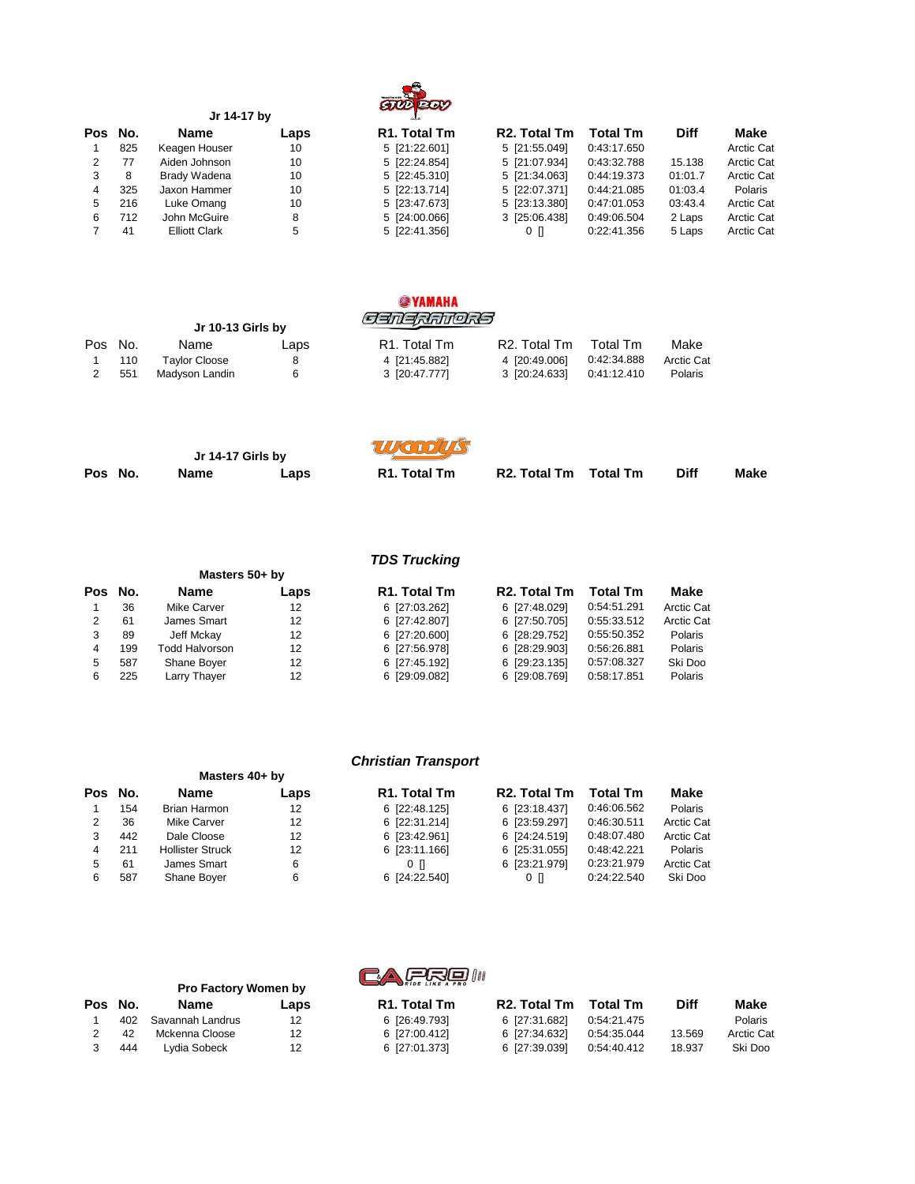### Jr 14-17 by

STUD BOY

| Pos | No. | Name | Laps | R1. Total Tm | R2. Total Tm | Total Tm | Diff | Make |
|---|---|---|---|---|---|---|---|---|
| 1 | 825 | Keagen Houser | 10 | 5 [21:22.601] | 5 [21:55.049] | 0:43:17.650 | | Arctic Cat |
| 2 | 77 | Aiden Johnson | 10 | 5 [22:24.854] | 5 [21:07.934] | 0:43:32.788 | 15.138 | Arctic Cat |
| 3 | 8 | Brady Wadena | 10 | 5 [22:45.310] | 5 [21:34.063] | 0:44:19.373 | 01:01.7 | Arctic Cat |
| 4 | 325 | Jaxon Hammer | 10 | 5 [22:13.714] | 5 [22:07.371] | 0:44:21.085 | 01:03.4 | Polaris |
| 5 | 216 | Luke Omang | 10 | 5 [23:47.673] | 5 [23:13.380] | 0:47:01.053 | 03:43.4 | Arctic Cat |
| 6 | 712 | John McGuire | 8 | 5 [24:00.066] | 3 [25:06.438] | 0:49:06.504 | 2 Laps | Arctic Cat |
| 7 | 41 | Elliott Clark | 5 | 5 [22:41.356] | 0 [] | 0:22:41.356 | 5 Laps | Arctic Cat |

### Jr 10-13 Girls by

YAMAHA GENERATORS

| Pos | No. | Name | Laps | R1. Total Tm | R2. Total Tm | Total Tm | Make |
|---|---|---|---|---|---|---|---|
| 1 | 110 | Taylor Cloose | 8 | 4 [21:45.882] | 4 [20:49.006] | 0:42:34.888 | Arctic Cat |
| 2 | 551 | Madyson Landin | 6 | 3 [20:47.777] | 3 [20:24.633] | 0:41:12.410 | Polaris |

### Jr 14-17 Girls by

Woody's

| Pos | No. | Name | Laps | R1. Total Tm | R2. Total Tm | Total Tm | Diff | Make |
|---|---|---|---|---|---|---|---|---|

### Masters 50+ by

*TDS Trucking*

| Pos | No. | Name | Laps | R1. Total Tm | R2. Total Tm | Total Tm | Make |
|---|---|---|---|---|---|---|---|
| 1 | 36 | Mike Carver | 12 | 6 [27:03.262] | 6 [27:48.029] | 0:54:51.291 | Arctic Cat |
| 2 | 61 | James Smart | 12 | 6 [27:42.807] | 6 [27:50.705] | 0:55:33.512 | Arctic Cat |
| 3 | 89 | Jeff Mckay | 12 | 6 [27:20.600] | 6 [28:29.752] | 0:55:50.352 | Polaris |
| 4 | 199 | Todd Halvorson | 12 | 6 [27:56.978] | 6 [28:29.903] | 0:56:26.881 | Polaris |
| 5 | 587 | Shane Boyer | 12 | 6 [27:45.192] | 6 [29:23.135] | 0:57:08.327 | Ski Doo |
| 6 | 225 | Larry Thayer | 12 | 6 [29:09.082] | 6 [29:08.769] | 0:58:17.851 | Polaris |

### Masters 40+ by

*Christian Transport*

| Pos | No. | Name | Laps | R1. Total Tm | R2. Total Tm | Total Tm | Make |
|---|---|---|---|---|---|---|---|
| 1 | 154 | Brian Harmon | 12 | 6 [22:48.125] | 6 [23:18.437] | 0:46:06.562 | Polaris |
| 2 | 36 | Mike Carver | 12 | 6 [22:31.214] | 6 [23:59.297] | 0:46:30.511 | Arctic Cat |
| 3 | 442 | Dale Cloose | 12 | 6 [23:42.961] | 6 [24:24.519] | 0:48:07.480 | Arctic Cat |
| 4 | 211 | Hollister Struck | 12 | 6 [23:11.166] | 6 [25:31.055] | 0:48:42.221 | Polaris |
| 5 | 61 | James Smart | 6 | 0 [] | 6 [23:21.979] | 0:23:21.979 | Arctic Cat |
| 6 | 587 | Shane Boyer | 6 | 6 [24:22.540] | 0 [] | 0:24:22.540 | Ski Doo |

### Pro Factory Women by

C&A PRO RIDE LIKE A PRO

| Pos | No. | Name | Laps | R1. Total Tm | R2. Total Tm | Total Tm | Diff | Make |
|---|---|---|---|---|---|---|---|---|
| 1 | 402 | Savannah Landrus | 12 | 6 [26:49.793] | 6 [27:31.682] | 0:54:21.475 | | Polaris |
| 2 | 42 | Mckenna Cloose | 12 | 6 [27:00.412] | 6 [27:34.632] | 0:54:35.044 | 13.569 | Arctic Cat |
| 3 | 444 | Lydia Sobeck | 12 | 6 [27:01.373] | 6 [27:39.039] | 0:54:40.412 | 18.937 | Ski Doo |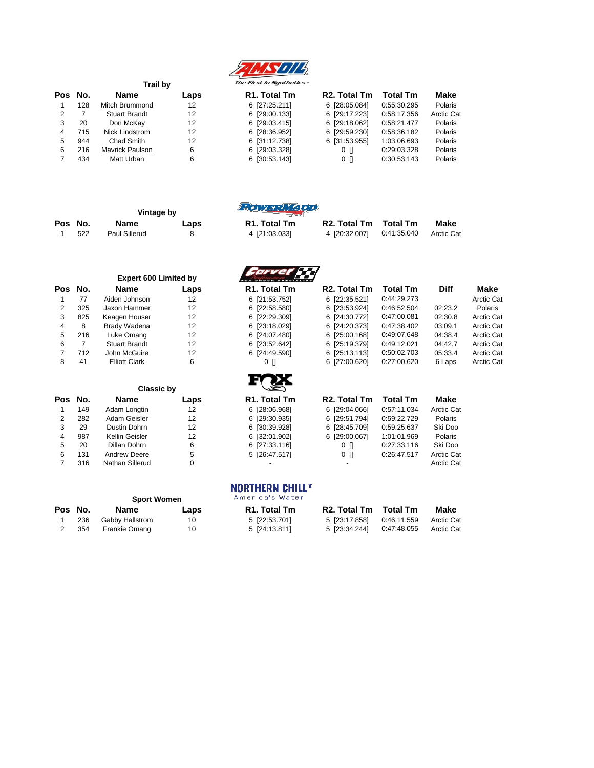## Trail by

AMSOIL — The First in Synthetics

| Pos | No. | Name | Laps | R1. Total Tm | R2. Total Tm | Total Tm | Make |
|---|---|---|---|---|---|---|---|
| 1 | 128 | Mitch Brummond | 12 | 6 [27:25.211] | 6 [28:05.084] | 0:55:30.295 | Polaris |
| 2 | 7 | Stuart Brandt | 12 | 6 [29:00.133] | 6 [29:17.223] | 0:58:17.356 | Arctic Cat |
| 3 | 20 | Don McKay | 12 | 6 [29:03.415] | 6 [29:18.062] | 0:58:21.477 | Polaris |
| 4 | 715 | Nick Lindstrom | 12 | 6 [28:36.952] | 6 [29:59.230] | 0:58:36.182 | Polaris |
| 5 | 944 | Chad Smith | 12 | 6 [31:12.738] | 6 [31:53.955] | 1:03:06.693 | Polaris |
| 6 | 216 | Mavrick Paulson | 6 | 6 [29:03.328] | 0 [] | 0:29:03.328 | Polaris |
| 7 | 434 | Matt Urban | 6 | 6 [30:53.143] | 0 [] | 0:30:53.143 | Polaris |

## Vintage by

POWERMADD

| Pos | No. | Name | Laps | R1. Total Tm | R2. Total Tm | Total Tm | Make |
|---|---|---|---|---|---|---|---|
| 1 | 522 | Paul Sillerud | 8 | 4 [21:03.033] | 4 [20:32.007] | 0:41:35.040 | Arctic Cat |

## Expert 600 Limited by

Carver Performance

| Pos | No. | Name | Laps | R1. Total Tm | R2. Total Tm | Total Tm | Diff | Make |
|---|---|---|---|---|---|---|---|---|
| 1 | 77 | Aiden Johnson | 12 | 6 [21:53.752] | 6 [22:35.521] | 0:44:29.273 | | Arctic Cat |
| 2 | 325 | Jaxon Hammer | 12 | 6 [22:58.580] | 6 [23:53.924] | 0:46:52.504 | 02:23.2 | Polaris |
| 3 | 825 | Keagen Houser | 12 | 6 [22:29.309] | 6 [24:30.772] | 0:47:00.081 | 02:30.8 | Arctic Cat |
| 4 | 8 | Brady Wadena | 12 | 6 [23:18.029] | 6 [24:20.373] | 0:47:38.402 | 03:09.1 | Arctic Cat |
| 5 | 216 | Luke Omang | 12 | 6 [24:07.480] | 6 [25:00.168] | 0:49:07.648 | 04:38.4 | Arctic Cat |
| 6 | 7 | Stuart Brandt | 12 | 6 [23:52.642] | 6 [25:19.379] | 0:49:12.021 | 04:42.7 | Arctic Cat |
| 7 | 712 | John McGuire | 12 | 6 [24:49.590] | 6 [25:13.113] | 0:50:02.703 | 05:33.4 | Arctic Cat |
| 8 | 41 | Elliott Clark | 6 | 0 [] | 6 [27:00.620] | 0:27:00.620 | 6 Laps | Arctic Cat |

## Classic by

FOX

| Pos | No. | Name | Laps | R1. Total Tm | R2. Total Tm | Total Tm | Make |
|---|---|---|---|---|---|---|---|
| 1 | 149 | Adam Longtin | 12 | 6 [28:06.968] | 6 [29:04.066] | 0:57:11.034 | Arctic Cat |
| 2 | 282 | Adam Geisler | 12 | 6 [29:30.935] | 6 [29:51.794] | 0:59:22.729 | Polaris |
| 3 | 29 | Dustin Dohrn | 12 | 6 [30:39.928] | 6 [28:45.709] | 0:59:25.637 | Ski Doo |
| 4 | 987 | Kellin Geisler | 12 | 6 [32:01.902] | 6 [29:00.067] | 1:01:01.969 | Polaris |
| 5 | 20 | Dillan Dohrn | 6 | 6 [27:33.116] | 0 [] | 0:27:33.116 | Ski Doo |
| 6 | 131 | Andrew Deere | 5 | 5 [26:47.517] | 0 [] | 0:26:47.517 | Arctic Cat |
| 7 | 316 | Nathan Sillerud | 0 | - | - | | Arctic Cat |

## Sport Women

NORTHERN CHILL® America's Water

| Pos | No. | Name | Laps | R1. Total Tm | R2. Total Tm | Total Tm | Make |
|---|---|---|---|---|---|---|---|
| 1 | 236 | Gabby Hallstrom | 10 | 5 [22:53.701] | 5 [23:17.858] | 0:46:11.559 | Arctic Cat |
| 2 | 354 | Frankie Omang | 10 | 5 [24:13.811] | 5 [23:34.244] | 0:47:48.055 | Arctic Cat |